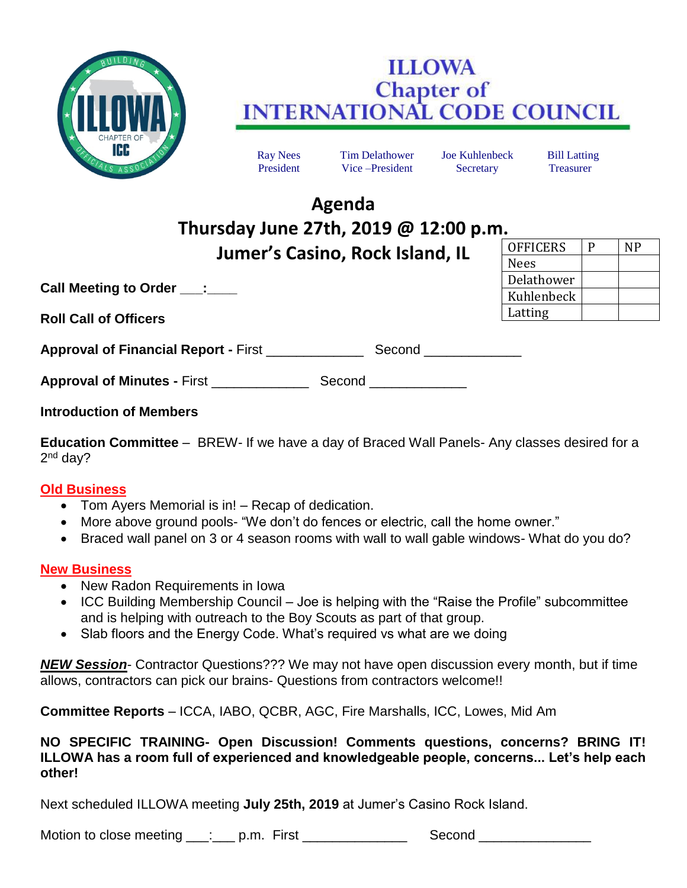# ILLOWA Chapter of INTERNATIONAL CODE COUNCIL

Ray Nees, President | Tim Delathower, Vice –President | Joe Kuhlenbeck, Secretary | Bill Latting, Treasurer

## Agenda
## Thursday June 27th, 2019 @ 12:00 p.m.
## Jumer's Casino, Rock Island, IL

| OFFICERS | P | NP |
|---|---|---|
| Nees | | |
| Delathower | | |
| Kuhlenbeck | | |
| Latting | | |

**Call Meeting to Order ___:____**

**Roll Call of Officers**

**Approval of Financial Report -** First ____________ Second ____________

**Approval of Minutes -** First ____________ Second ____________

**Introduction of Members**

**Education Committee** – BREW- If we have a day of Braced Wall Panels- Any classes desired for a 2nd day?

**Old Business**

- Tom Ayers Memorial is in! – Recap of dedication.
- More above ground pools- "We don't do fences or electric, call the home owner."
- Braced wall panel on 3 or 4 season rooms with wall to wall gable windows- What do you do?

**New Business**

- New Radon Requirements in Iowa
- ICC Building Membership Council – Joe is helping with the "Raise the Profile" subcommittee and is helping with outreach to the Boy Scouts as part of that group.
- Slab floors and the Energy Code. What's required vs what are we doing

***NEW Session***- Contractor Questions??? We may not have open discussion every month, but if time allows, contractors can pick our brains- Questions from contractors welcome!!

**Committee Reports** – ICCA, IABO, QCBR, AGC, Fire Marshalls, ICC, Lowes, Mid Am

**NO SPECIFIC TRAINING- Open Discussion! Comments questions, concerns? BRING IT! ILLOWA has a room full of experienced and knowledgeable people, concerns... Let's help each other!**

Next scheduled ILLOWA meeting **July 25th, 2019** at Jumer's Casino Rock Island.

Motion to close meeting ___:___ p.m. First _____________ Second ______________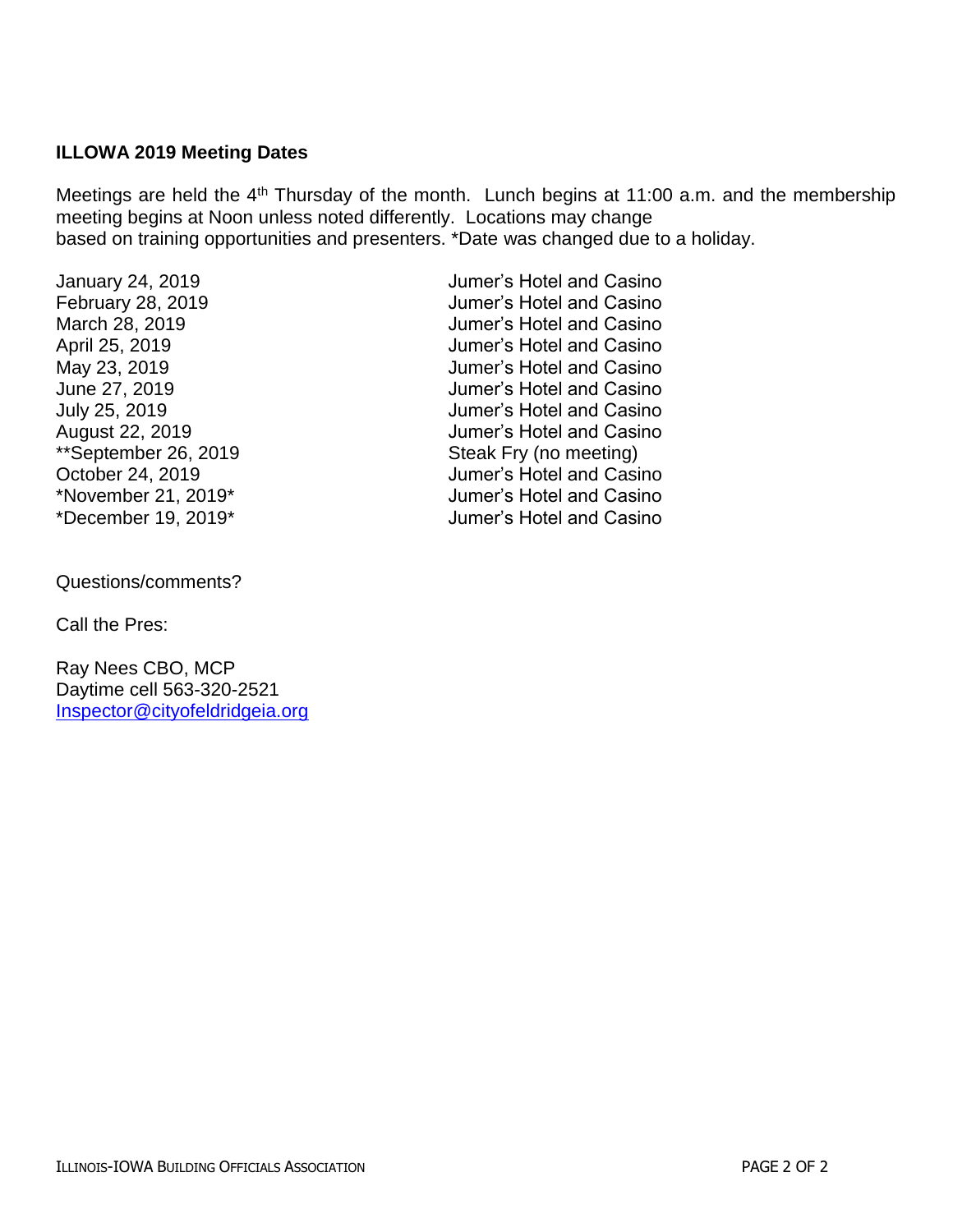**ILLOWA 2019 Meeting Dates**

Meetings are held the 4th Thursday of the month. Lunch begins at 11:00 a.m. and the membership meeting begins at Noon unless noted differently. Locations may change based on training opportunities and presenters. *Date was changed due to a holiday.

| | |
|---|---|
| January 24, 2019 | Jumer's Hotel and Casino |
| February 28, 2019 | Jumer's Hotel and Casino |
| March 28, 2019 | Jumer's Hotel and Casino |
| April 25, 2019 | Jumer's Hotel and Casino |
| May 23, 2019 | Jumer's Hotel and Casino |
| June 27, 2019 | Jumer's Hotel and Casino |
| July 25, 2019 | Jumer's Hotel and Casino |
| August 22, 2019 | Jumer's Hotel and Casino |
| **September 26, 2019 | Steak Fry (no meeting) |
| October 24, 2019 | Jumer's Hotel and Casino |
| *November 21, 2019* | Jumer's Hotel and Casino |
| *December 19, 2019* | Jumer's Hotel and Casino |

Questions/comments?

Call the Pres:

Ray Nees CBO, MCP
Daytime cell 563-320-2521
Inspector@cityofeldridgeia.org